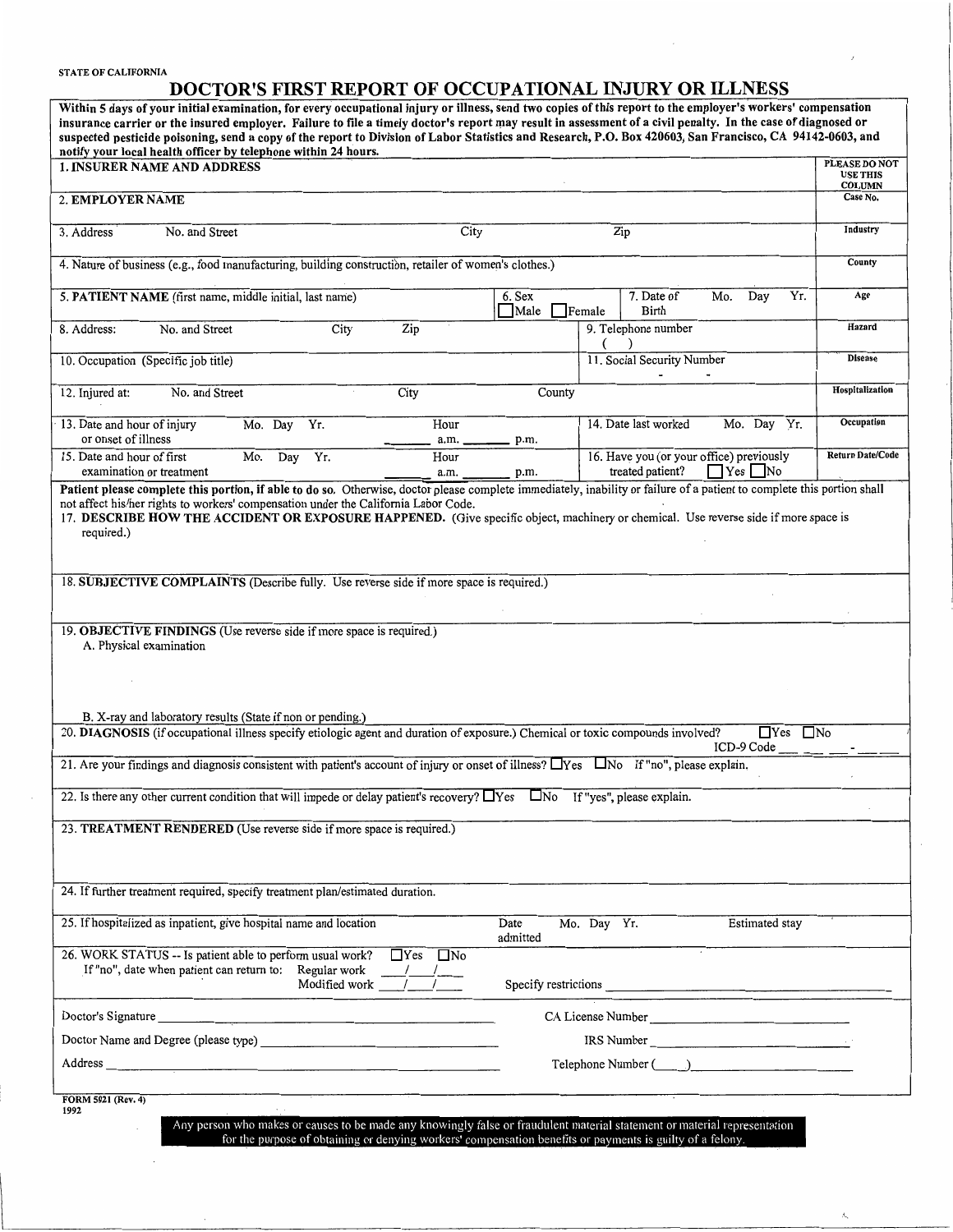STATE OF CALIFORNIA

# DOCTOR'S FIRST REPORT OF OCCUPATIONAL INJURY OR ILLNESS

**Within 5 days of your initial examination, for every occupational injury or illness, send two copies of this report to the employer's workers' compensation insurance carrier or the insured employer. Failure to file a timely doctor's report may result in assessment of a civil penalty. In the case of diagnosed or suspected pesticide poisoning, send a copy of the report to Division of Labor Statistics and Research, P.O. Box 420603, San Francisco, CA 94142-0603, and notify your local health officer by telephone within 24 hours.**

| | PLEASE DO NOT USE THIS COLUMN |
|---|---|
| **1. INSURER NAME AND ADDRESS** | |
| **2. EMPLOYER NAME** | Case No. |
| 3. Address No. and Street / City / Zip | Industry |
| 4. Nature of business (e.g., food manufacturing, building construction, retailer of women's clothes.) | County |
| **5. PATIENT NAME** (first name, middle initial, last name) / 6. Sex ☐Male ☐Female / 7. Date of Birth Mo. Day Yr. | Age |
| 8. Address: No. and Street / City / Zip / 9. Telephone number ( ) | Hazard |
| 10. Occupation (Specific job title) / 11. Social Security Number - - | Disease |
| 12. Injured at: No. and Street / City / County | Hospitalization |
| 13. Date and hour of injury or onset of illness Mo. Day Yr. Hour ____ a.m. ____ p.m. / 14. Date last worked Mo. Day Yr. | Occupation |
| 15. Date and hour of first examination or treatment Mo. Day Yr. Hour ____ a.m. ____ p.m. / 16. Have you (or your office) previously treated patient? ☐Yes ☐No | Return Date/Code |

**Patient please complete this portion, if able to do so.** Otherwise, doctor please complete immediately, inability or failure of a patient to complete this portion shall not affect his/her rights to workers' compensation under the California Labor Code.

17. **DESCRIBE HOW THE ACCIDENT OR EXPOSURE HAPPENED.** (Give specific object, machinery or chemical. Use reverse side if more space is required.)

18. **SUBJECTIVE COMPLAINTS** (Describe fully. Use reverse side if more space is required.)

19. **OBJECTIVE FINDINGS** (Use reverse side if more space is required.)

A. Physical examination

B. X-ray and laboratory results (State if non or pending.)

20. **DIAGNOSIS** (if occupational illness specify etiologic agent and duration of exposure.) Chemical or toxic compounds involved? ☐Yes ☐No

ICD-9 Code ___ ___ ___ - ___ ___

21. Are your findings and diagnosis consistent with patient's account of injury or onset of illness? ☐Yes ☐No If "no", please explain.

22. Is there any other current condition that will impede or delay patient's recovery? ☐Yes ☐No If "yes", please explain.

23. **TREATMENT RENDERED** (Use reverse side if more space is required.)

24. If further treatment required, specify treatment plan/estimated duration.

25. If hospitalized as inpatient, give hospital name and location Date admitted Mo. Day Yr. Estimated stay

26. WORK STATUS -- Is patient able to perform usual work? ☐Yes ☐No

If "no", date when patient can return to: Regular work ___/___/___

Modified work ___/___/___ Specify restrictions ________________

Doctor's Signature ________________ CA License Number ________________

Doctor Name and Degree (please type) ________________ IRS Number ________________

Address ________________ Telephone Number ( ) ________________

FORM 5021 (Rev. 4)
1992

Any person who makes or causes to be made any knowingly false or fraudulent material statement or material representation for the purpose of obtaining or denying workers' compensation benefits or payments is guilty of a felony.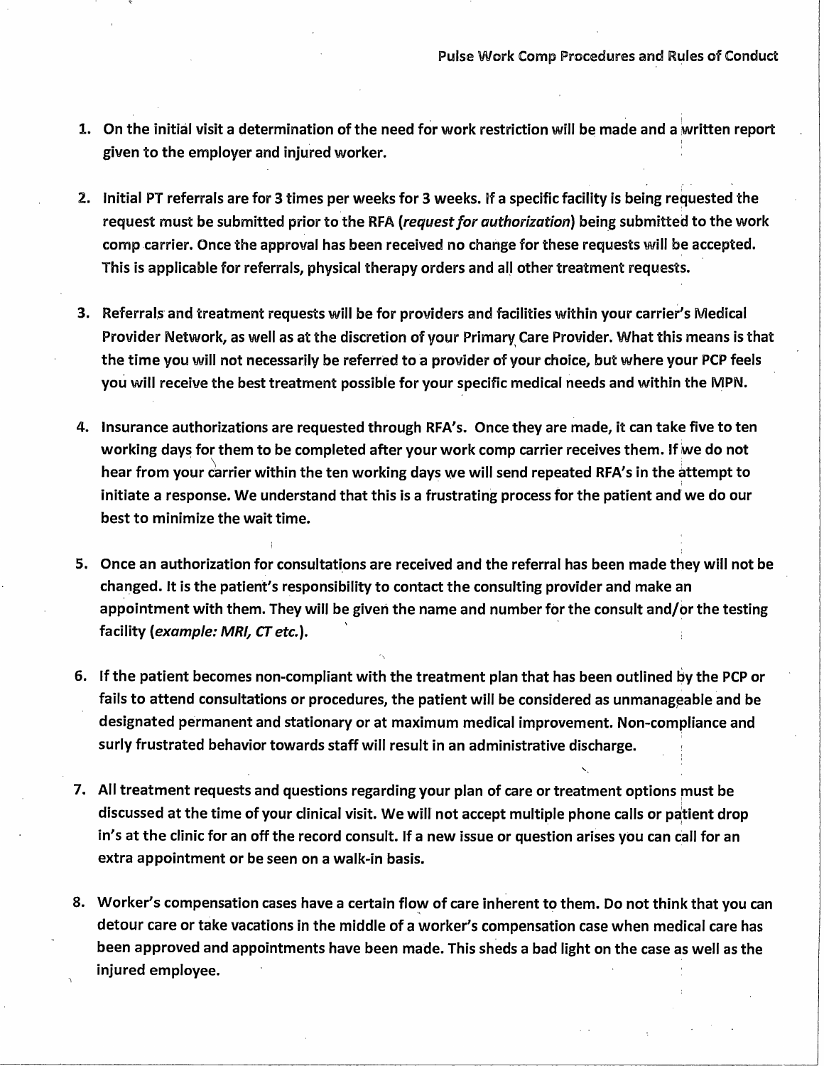1. On the initial visit a determination of the need for work restriction will be made and a written report given to the employer and injured worker.

2. Initial PT referrals are for 3 times per weeks for 3 weeks. If a specific facility is being requested the request must be submitted prior to the RFA (*request for authorization*) being submitted to the work comp carrier. Once the approval has been received no change for these requests will be accepted. This is applicable for referrals, physical therapy orders and all other treatment requests.

3. Referrals and treatment requests will be for providers and facilities within your carrier's Medical Provider Network, as well as at the discretion of your Primary Care Provider. What this means is that the time you will not necessarily be referred to a provider of your choice, but where your PCP feels you will receive the best treatment possible for your specific medical needs and within the MPN.

4. Insurance authorizations are requested through RFA's. Once they are made, it can take five to ten working days for them to be completed after your work comp carrier receives them. If we do not hear from your carrier within the ten working days we will send repeated RFA's in the attempt to initiate a response. We understand that this is a frustrating process for the patient and we do our best to minimize the wait time.

5. Once an authorization for consultations are received and the referral has been made they will not be changed. It is the patient's responsibility to contact the consulting provider and make an appointment with them. They will be given the name and number for the consult and/or the testing facility (*example: MRI, CT etc.*).

6. If the patient becomes non-compliant with the treatment plan that has been outlined by the PCP or fails to attend consultations or procedures, the patient will be considered as unmanageable and be designated permanent and stationary or at maximum medical improvement. Non-compliance and surly frustrated behavior towards staff will result in an administrative discharge.

7. All treatment requests and questions regarding your plan of care or treatment options must be discussed at the time of your clinical visit. We will not accept multiple phone calls or patient drop in's at the clinic for an off the record consult. If a new issue or question arises you can call for an extra appointment or be seen on a walk-in basis.

8. Worker's compensation cases have a certain flow of care inherent to them. Do not think that you can detour care or take vacations in the middle of a worker's compensation case when medical care has been approved and appointments have been made. This sheds a bad light on the case as well as the injured employee.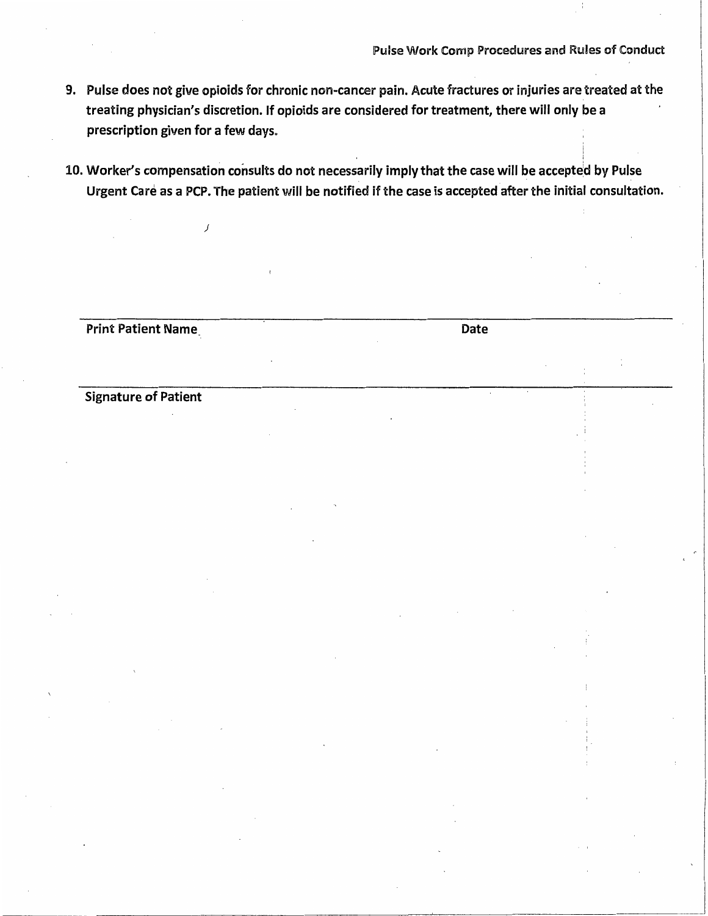9. Pulse does not give opioids for chronic non-cancer pain. Acute fractures or injuries are treated at the treating physician's discretion. If opioids are considered for treatment, there will only be a prescription given for a few days.

10. Worker's compensation consults do not necessarily imply that the case will be accepted by Pulse Urgent Care as a PCP. The patient will be notified if the case is accepted after the initial consultation.

Print Patient Name ______________________________ Date ______________

Signature of Patient ______________________________